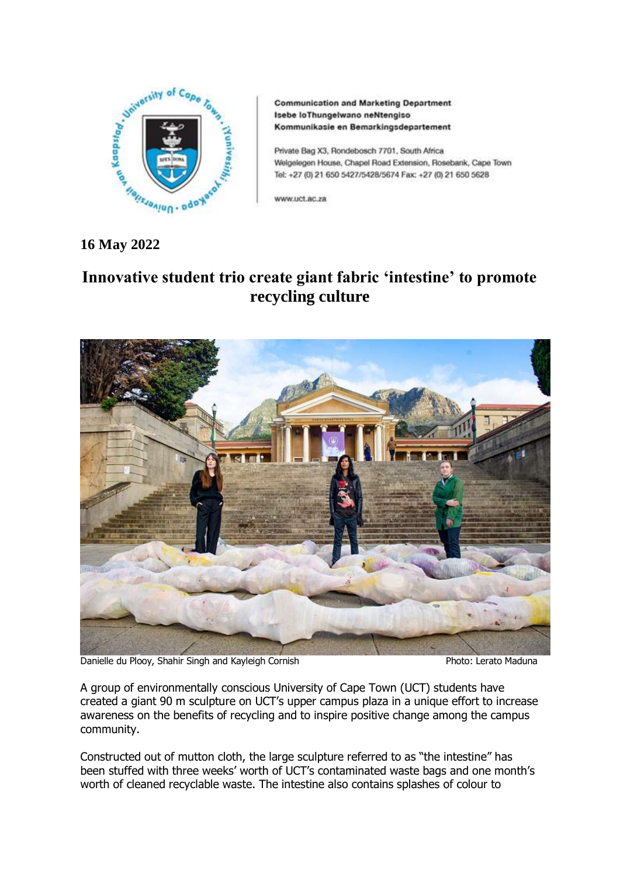Communication and Marketing Department
Isebe loThungelwano neNtengiso
Kommunikasie en Bemarkingsdepartement

Private Bag X3, Rondebosch 7701, South Africa
Welgelegen House, Chapel Road Extension, Rosebank, Cape Town
Tel: +27 (0) 21 650 5427/5428/5674 Fax: +27 (0) 21 650 5628

www.uct.ac.za

**16 May 2022**

# Innovative student trio create giant fabric 'intestine' to promote recycling culture

Danielle du Plooy, Shahir Singh and Kayleigh Cornish Photo: Lerato Maduna

A group of environmentally conscious University of Cape Town (UCT) students have created a giant 90 m sculpture on UCT's upper campus plaza in a unique effort to increase awareness on the benefits of recycling and to inspire positive change among the campus community.

Constructed out of mutton cloth, the large sculpture referred to as "the intestine" has been stuffed with three weeks' worth of UCT's contaminated waste bags and one month's worth of cleaned recyclable waste. The intestine also contains splashes of colour to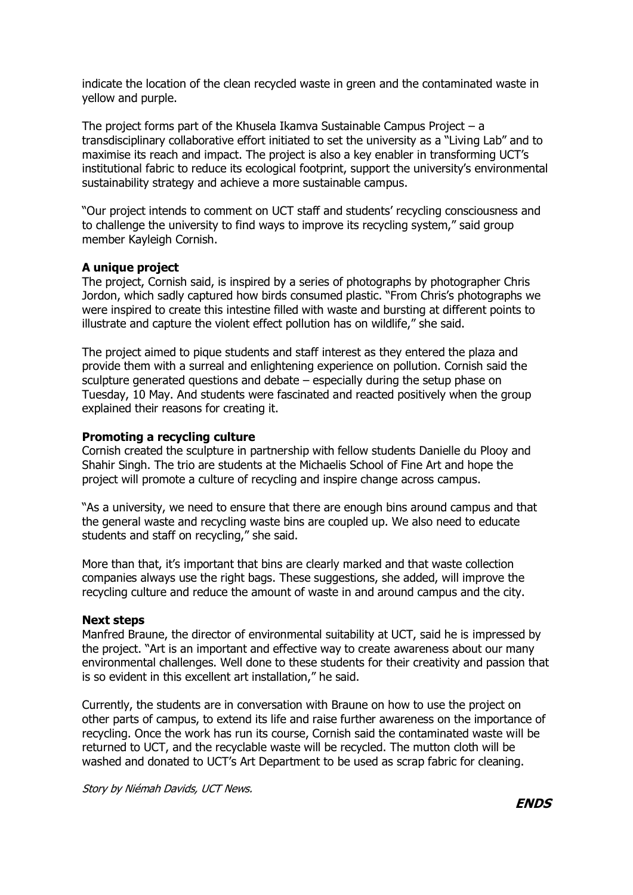indicate the location of the clean recycled waste in green and the contaminated waste in yellow and purple.

The project forms part of the Khusela Ikamva Sustainable Campus Project – a transdisciplinary collaborative effort initiated to set the university as a "Living Lab" and to maximise its reach and impact. The project is also a key enabler in transforming UCT's institutional fabric to reduce its ecological footprint, support the university's environmental sustainability strategy and achieve a more sustainable campus.

"Our project intends to comment on UCT staff and students' recycling consciousness and to challenge the university to find ways to improve its recycling system," said group member Kayleigh Cornish.

**A unique project**

The project, Cornish said, is inspired by a series of photographs by photographer Chris Jordon, which sadly captured how birds consumed plastic. "From Chris's photographs we were inspired to create this intestine filled with waste and bursting at different points to illustrate and capture the violent effect pollution has on wildlife," she said.

The project aimed to pique students and staff interest as they entered the plaza and provide them with a surreal and enlightening experience on pollution. Cornish said the sculpture generated questions and debate – especially during the setup phase on Tuesday, 10 May. And students were fascinated and reacted positively when the group explained their reasons for creating it.

**Promoting a recycling culture**

Cornish created the sculpture in partnership with fellow students Danielle du Plooy and Shahir Singh. The trio are students at the Michaelis School of Fine Art and hope the project will promote a culture of recycling and inspire change across campus.

"As a university, we need to ensure that there are enough bins around campus and that the general waste and recycling waste bins are coupled up. We also need to educate students and staff on recycling," she said.

More than that, it's important that bins are clearly marked and that waste collection companies always use the right bags. These suggestions, she added, will improve the recycling culture and reduce the amount of waste in and around campus and the city.

**Next steps**

Manfred Braune, the director of environmental suitability at UCT, said he is impressed by the project. "Art is an important and effective way to create awareness about our many environmental challenges. Well done to these students for their creativity and passion that is so evident in this excellent art installation," he said.

Currently, the students are in conversation with Braune on how to use the project on other parts of campus, to extend its life and raise further awareness on the importance of recycling. Once the work has run its course, Cornish said the contaminated waste will be returned to UCT, and the recyclable waste will be recycled. The mutton cloth will be washed and donated to UCT's Art Department to be used as scrap fabric for cleaning.

*Story by Niémah Davids, UCT News.*

***ENDS***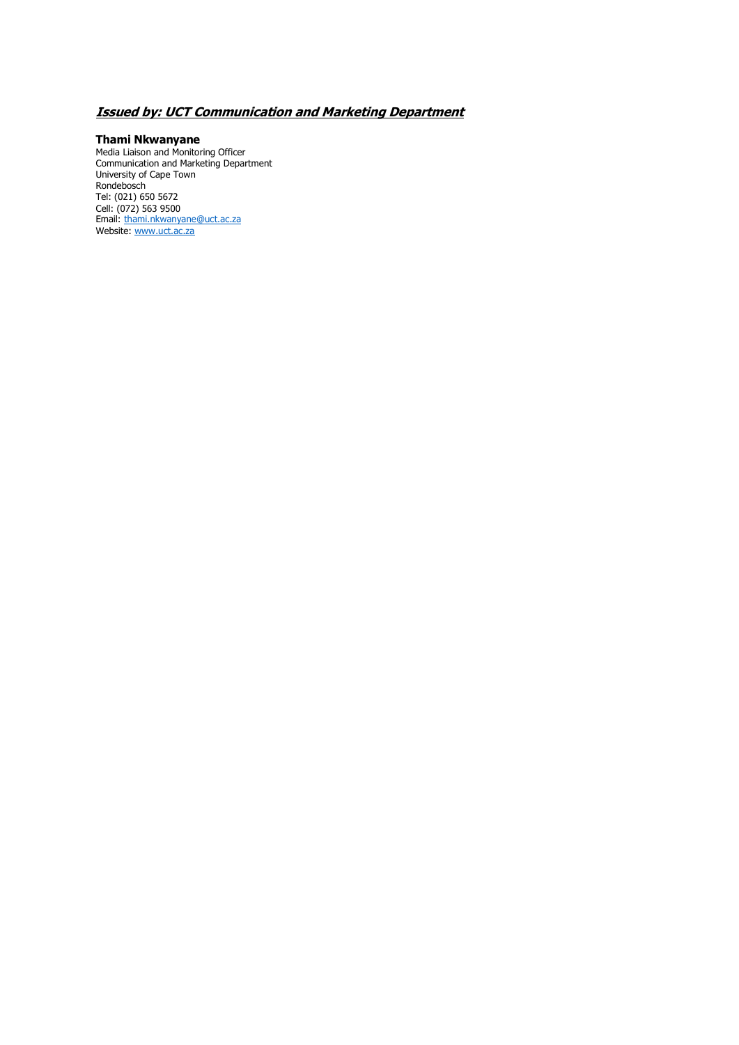***Issued by: UCT Communication and Marketing Department***

**Thami Nkwanyane**
Media Liaison and Monitoring Officer
Communication and Marketing Department
University of Cape Town
Rondebosch
Tel: (021) 650 5672
Cell: (072) 563 9500
Email: [thami.nkwanyane@uct.ac.za](mailto:thami.nkwanyane@uct.ac.za)
Website: [www.uct.ac.za](http://www.uct.ac.za)